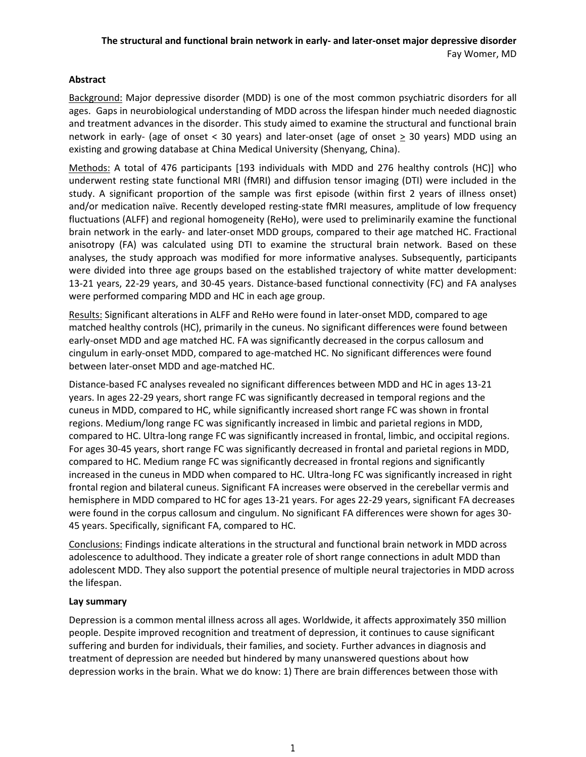**The structural and functional brain network in early- and later-onset major depressive disorder**

Fay Womer, MD

**Abstract**

Background: Major depressive disorder (MDD) is one of the most common psychiatric disorders for all ages. Gaps in neurobiological understanding of MDD across the lifespan hinder much needed diagnostic and treatment advances in the disorder. This study aimed to examine the structural and functional brain network in early- (age of onset < 30 years) and later-onset (age of onset $\geq$ 30 years) MDD using an existing and growing database at China Medical University (Shenyang, China).

Methods: A total of 476 participants [193 individuals with MDD and 276 healthy controls (HC)] who underwent resting state functional MRI (fMRI) and diffusion tensor imaging (DTI) were included in the study. A significant proportion of the sample was first episode (within first 2 years of illness onset) and/or medication naïve. Recently developed resting-state fMRI measures, amplitude of low frequency fluctuations (ALFF) and regional homogeneity (ReHo), were used to preliminarily examine the functional brain network in the early- and later-onset MDD groups, compared to their age matched HC. Fractional anisotropy (FA) was calculated using DTI to examine the structural brain network. Based on these analyses, the study approach was modified for more informative analyses. Subsequently, participants were divided into three age groups based on the established trajectory of white matter development: 13-21 years, 22-29 years, and 30-45 years. Distance-based functional connectivity (FC) and FA analyses were performed comparing MDD and HC in each age group.

Results: Significant alterations in ALFF and ReHo were found in later-onset MDD, compared to age matched healthy controls (HC), primarily in the cuneus. No significant differences were found between early-onset MDD and age matched HC. FA was significantly decreased in the corpus callosum and cingulum in early-onset MDD, compared to age-matched HC. No significant differences were found between later-onset MDD and age-matched HC.

Distance-based FC analyses revealed no significant differences between MDD and HC in ages 13-21 years. In ages 22-29 years, short range FC was significantly decreased in temporal regions and the cuneus in MDD, compared to HC, while significantly increased short range FC was shown in frontal regions. Medium/long range FC was significantly increased in limbic and parietal regions in MDD, compared to HC. Ultra-long range FC was significantly increased in frontal, limbic, and occipital regions. For ages 30-45 years, short range FC was significantly decreased in frontal and parietal regions in MDD, compared to HC. Medium range FC was significantly decreased in frontal regions and significantly increased in the cuneus in MDD when compared to HC. Ultra-long FC was significantly increased in right frontal region and bilateral cuneus. Significant FA increases were observed in the cerebellar vermis and hemisphere in MDD compared to HC for ages 13-21 years. For ages 22-29 years, significant FA decreases were found in the corpus callosum and cingulum. No significant FA differences were shown for ages 30-45 years. Specifically, significant FA, compared to HC.

Conclusions: Findings indicate alterations in the structural and functional brain network in MDD across adolescence to adulthood. They indicate a greater role of short range connections in adult MDD than adolescent MDD. They also support the potential presence of multiple neural trajectories in MDD across the lifespan.

**Lay summary**

Depression is a common mental illness across all ages. Worldwide, it affects approximately 350 million people. Despite improved recognition and treatment of depression, it continues to cause significant suffering and burden for individuals, their families, and society. Further advances in diagnosis and treatment of depression are needed but hindered by many unanswered questions about how depression works in the brain. What we do know: 1) There are brain differences between those with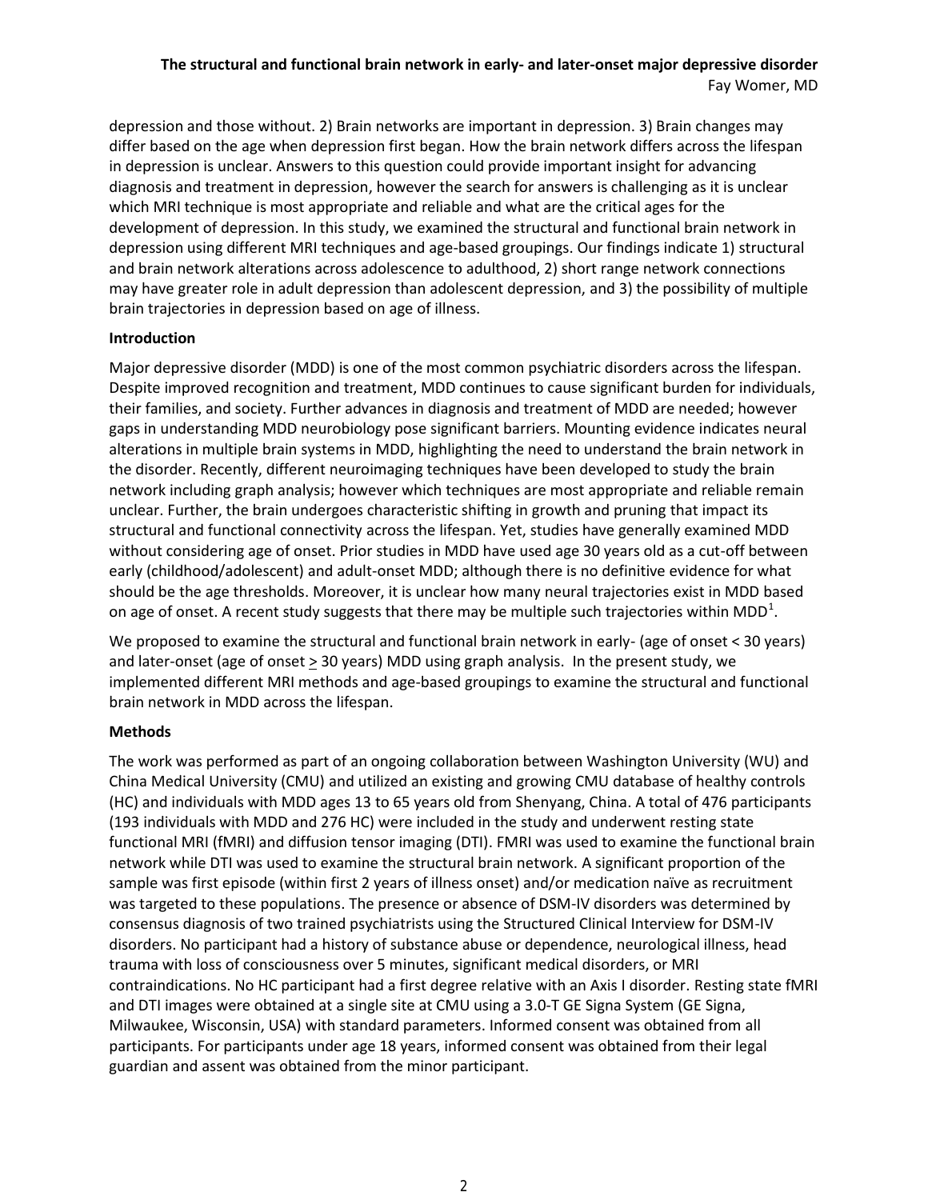depression and those without. 2) Brain networks are important in depression. 3) Brain changes may differ based on the age when depression first began. How the brain network differs across the lifespan in depression is unclear. Answers to this question could provide important insight for advancing diagnosis and treatment in depression, however the search for answers is challenging as it is unclear which MRI technique is most appropriate and reliable and what are the critical ages for the development of depression. In this study, we examined the structural and functional brain network in depression using different MRI techniques and age-based groupings. Our findings indicate 1) structural and brain network alterations across adolescence to adulthood, 2) short range network connections may have greater role in adult depression than adolescent depression, and 3) the possibility of multiple brain trajectories in depression based on age of illness.

**Introduction**

Major depressive disorder (MDD) is one of the most common psychiatric disorders across the lifespan. Despite improved recognition and treatment, MDD continues to cause significant burden for individuals, their families, and society. Further advances in diagnosis and treatment of MDD are needed; however gaps in understanding MDD neurobiology pose significant barriers. Mounting evidence indicates neural alterations in multiple brain systems in MDD, highlighting the need to understand the brain network in the disorder. Recently, different neuroimaging techniques have been developed to study the brain network including graph analysis; however which techniques are most appropriate and reliable remain unclear. Further, the brain undergoes characteristic shifting in growth and pruning that impact its structural and functional connectivity across the lifespan. Yet, studies have generally examined MDD without considering age of onset. Prior studies in MDD have used age 30 years old as a cut-off between early (childhood/adolescent) and adult-onset MDD; although there is no definitive evidence for what should be the age thresholds. Moreover, it is unclear how many neural trajectories exist in MDD based on age of onset. A recent study suggests that there may be multiple such trajectories within MDD[1].

We proposed to examine the structural and functional brain network in early- (age of onset < 30 years) and later-onset (age of onset ≥ 30 years) MDD using graph analysis. In the present study, we implemented different MRI methods and age-based groupings to examine the structural and functional brain network in MDD across the lifespan.

**Methods**

The work was performed as part of an ongoing collaboration between Washington University (WU) and China Medical University (CMU) and utilized an existing and growing CMU database of healthy controls (HC) and individuals with MDD ages 13 to 65 years old from Shenyang, China. A total of 476 participants (193 individuals with MDD and 276 HC) were included in the study and underwent resting state functional MRI (fMRI) and diffusion tensor imaging (DTI). FMRI was used to examine the functional brain network while DTI was used to examine the structural brain network. A significant proportion of the sample was first episode (within first 2 years of illness onset) and/or medication naïve as recruitment was targeted to these populations. The presence or absence of DSM-IV disorders was determined by consensus diagnosis of two trained psychiatrists using the Structured Clinical Interview for DSM-IV disorders. No participant had a history of substance abuse or dependence, neurological illness, head trauma with loss of consciousness over 5 minutes, significant medical disorders, or MRI contraindications. No HC participant had a first degree relative with an Axis I disorder. Resting state fMRI and DTI images were obtained at a single site at CMU using a 3.0-T GE Signa System (GE Signa, Milwaukee, Wisconsin, USA) with standard parameters. Informed consent was obtained from all participants. For participants under age 18 years, informed consent was obtained from their legal guardian and assent was obtained from the minor participant.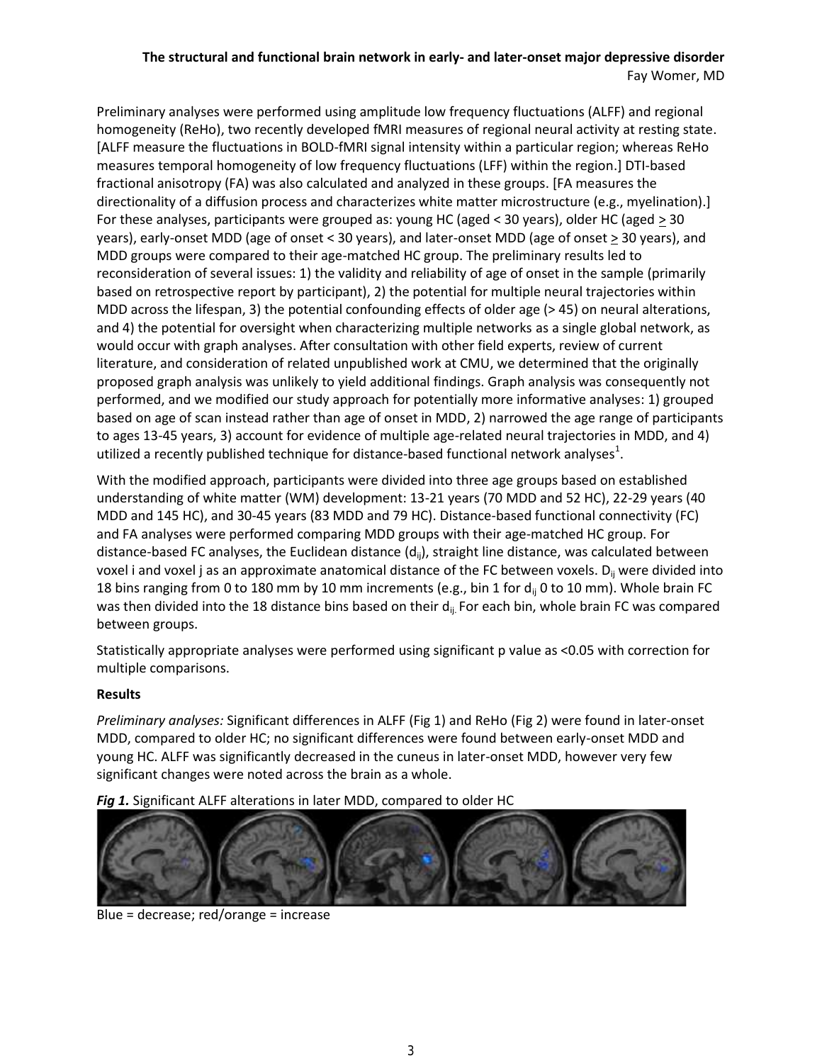Preliminary analyses were performed using amplitude low frequency fluctuations (ALFF) and regional homogeneity (ReHo), two recently developed fMRI measures of regional neural activity at resting state. [ALFF measure the fluctuations in BOLD-fMRI signal intensity within a particular region; whereas ReHo measures temporal homogeneity of low frequency fluctuations (LFF) within the region.] DTI-based fractional anisotropy (FA) was also calculated and analyzed in these groups. [FA measures the directionality of a diffusion process and characterizes white matter microstructure (e.g., myelination).] For these analyses, participants were grouped as: young HC (aged < 30 years), older HC (aged ≥ 30 years), early-onset MDD (age of onset < 30 years), and later-onset MDD (age of onset ≥ 30 years), and MDD groups were compared to their age-matched HC group. The preliminary results led to reconsideration of several issues: 1) the validity and reliability of age of onset in the sample (primarily based on retrospective report by participant), 2) the potential for multiple neural trajectories within MDD across the lifespan, 3) the potential confounding effects of older age (> 45) on neural alterations, and 4) the potential for oversight when characterizing multiple networks as a single global network, as would occur with graph analyses. After consultation with other field experts, review of current literature, and consideration of related unpublished work at CMU, we determined that the originally proposed graph analysis was unlikely to yield additional findings. Graph analysis was consequently not performed, and we modified our study approach for potentially more informative analyses: 1) grouped based on age of scan instead rather than age of onset in MDD, 2) narrowed the age range of participants to ages 13-45 years, 3) account for evidence of multiple age-related neural trajectories in MDD, and 4) utilized a recently published technique for distance-based functional network analyses[1].

With the modified approach, participants were divided into three age groups based on established understanding of white matter (WM) development: 13-21 years (70 MDD and 52 HC), 22-29 years (40 MDD and 145 HC), and 30-45 years (83 MDD and 79 HC). Distance-based functional connectivity (FC) and FA analyses were performed comparing MDD groups with their age-matched HC group. For distance-based FC analyses, the Euclidean distance ($d_{ij}$), straight line distance, was calculated between voxel i and voxel j as an approximate anatomical distance of the FC between voxels. $D_{ij}$ were divided into 18 bins ranging from 0 to 180 mm by 10 mm increments (e.g., bin 1 for $d_{ij}$ 0 to 10 mm). Whole brain FC was then divided into the 18 distance bins based on their $d_{ij}$. For each bin, whole brain FC was compared between groups.

Statistically appropriate analyses were performed using significant p value as <0.05 with correction for multiple comparisons.

**Results**

*Preliminary analyses:* Significant differences in ALFF (Fig 1) and ReHo (Fig 2) were found in later-onset MDD, compared to older HC; no significant differences were found between early-onset MDD and young HC. ALFF was significantly decreased in the cuneus in later-onset MDD, however very few significant changes were noted across the brain as a whole.

***Fig 1.*** Significant ALFF alterations in later MDD, compared to older HC

Blue = decrease; red/orange = increase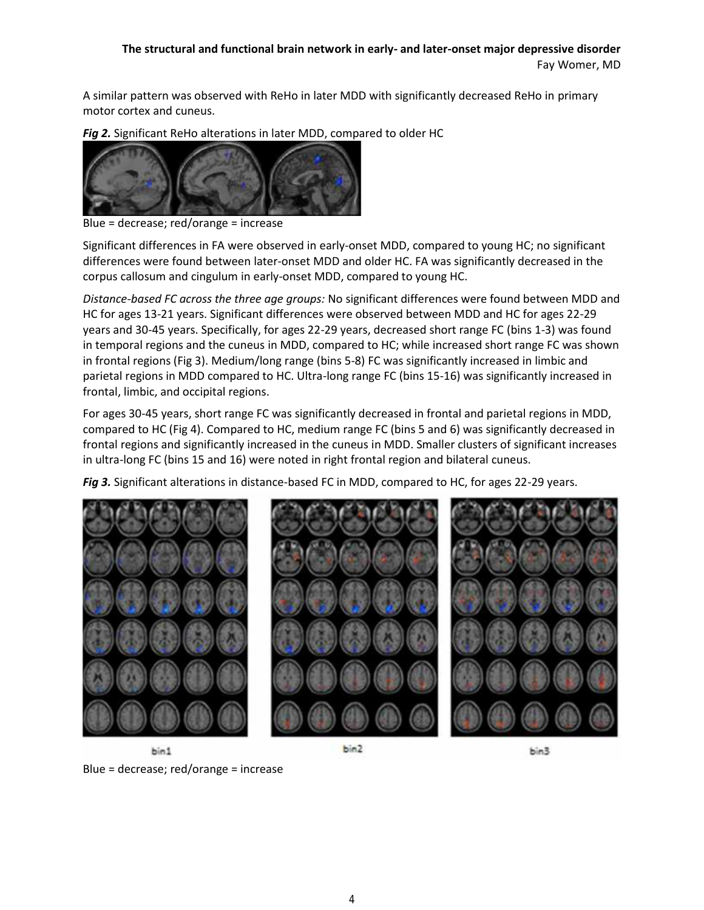A similar pattern was observed with ReHo in later MDD with significantly decreased ReHo in primary motor cortex and cuneus.

***Fig 2.*** Significant ReHo alterations in later MDD, compared to older HC

Blue = decrease; red/orange = increase

Significant differences in FA were observed in early-onset MDD, compared to young HC; no significant differences were found between later-onset MDD and older HC. FA was significantly decreased in the corpus callosum and cingulum in early-onset MDD, compared to young HC.

*Distance-based FC across the three age groups:* No significant differences were found between MDD and HC for ages 13-21 years. Significant differences were observed between MDD and HC for ages 22-29 years and 30-45 years. Specifically, for ages 22-29 years, decreased short range FC (bins 1-3) was found in temporal regions and the cuneus in MDD, compared to HC; while increased short range FC was shown in frontal regions (Fig 3). Medium/long range (bins 5-8) FC was significantly increased in limbic and parietal regions in MDD compared to HC. Ultra-long range FC (bins 15-16) was significantly increased in frontal, limbic, and occipital regions.

For ages 30-45 years, short range FC was significantly decreased in frontal and parietal regions in MDD, compared to HC (Fig 4). Compared to HC, medium range FC (bins 5 and 6) was significantly decreased in frontal regions and significantly increased in the cuneus in MDD. Smaller clusters of significant increases in ultra-long FC (bins 15 and 16) were noted in right frontal region and bilateral cuneus.

***Fig 3.*** Significant alterations in distance-based FC in MDD, compared to HC, for ages 22-29 years.

bin1 bin2 bin3

Blue = decrease; red/orange = increase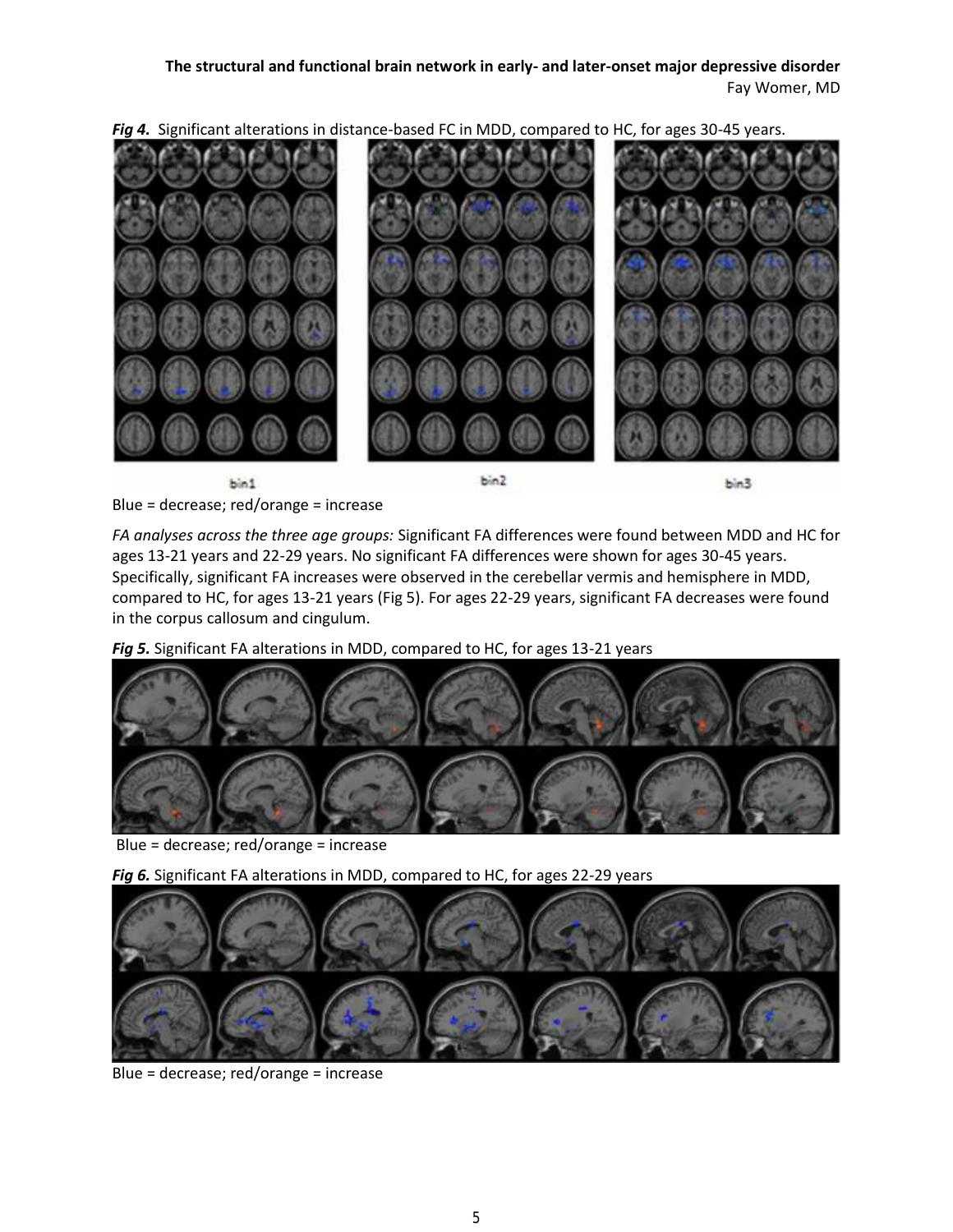***Fig 4.*** Significant alterations in distance-based FC in MDD, compared to HC, for ages 30-45 years.

bin1 bin2 bin3

Blue = decrease; red/orange = increase

*FA analyses across the three age groups:* Significant FA differences were found between MDD and HC for ages 13-21 years and 22-29 years. No significant FA differences were shown for ages 30-45 years. Specifically, significant FA increases were observed in the cerebellar vermis and hemisphere in MDD, compared to HC, for ages 13-21 years (Fig 5). For ages 22-29 years, significant FA decreases were found in the corpus callosum and cingulum.

***Fig 5.*** Significant FA alterations in MDD, compared to HC, for ages 13-21 years

Blue = decrease; red/orange = increase

***Fig 6.*** Significant FA alterations in MDD, compared to HC, for ages 22-29 years

Blue = decrease; red/orange = increase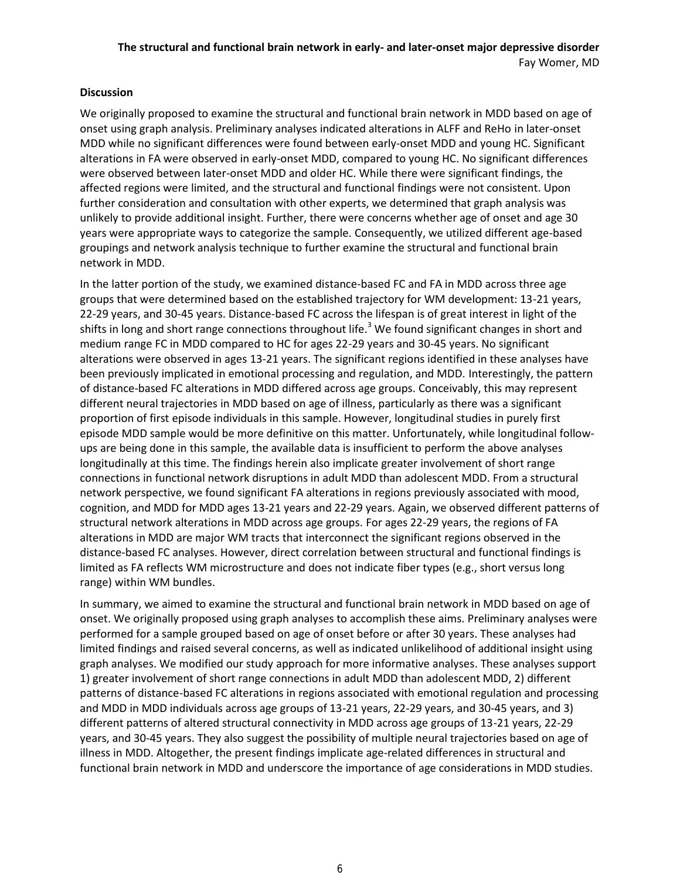## Discussion

We originally proposed to examine the structural and functional brain network in MDD based on age of onset using graph analysis. Preliminary analyses indicated alterations in ALFF and ReHo in later-onset MDD while no significant differences were found between early-onset MDD and young HC. Significant alterations in FA were observed in early-onset MDD, compared to young HC. No significant differences were observed between later-onset MDD and older HC. While there were significant findings, the affected regions were limited, and the structural and functional findings were not consistent. Upon further consideration and consultation with other experts, we determined that graph analysis was unlikely to provide additional insight. Further, there were concerns whether age of onset and age 30 years were appropriate ways to categorize the sample. Consequently, we utilized different age-based groupings and network analysis technique to further examine the structural and functional brain network in MDD.

In the latter portion of the study, we examined distance-based FC and FA in MDD across three age groups that were determined based on the established trajectory for WM development: 13-21 years, 22-29 years, and 30-45 years. Distance-based FC across the lifespan is of great interest in light of the shifts in long and short range connections throughout life.[3] We found significant changes in short and medium range FC in MDD compared to HC for ages 22-29 years and 30-45 years. No significant alterations were observed in ages 13-21 years. The significant regions identified in these analyses have been previously implicated in emotional processing and regulation, and MDD. Interestingly, the pattern of distance-based FC alterations in MDD differed across age groups. Conceivably, this may represent different neural trajectories in MDD based on age of illness, particularly as there was a significant proportion of first episode individuals in this sample. However, longitudinal studies in purely first episode MDD sample would be more definitive on this matter. Unfortunately, while longitudinal follow-ups are being done in this sample, the available data is insufficient to perform the above analyses longitudinally at this time. The findings herein also implicate greater involvement of short range connections in functional network disruptions in adult MDD than adolescent MDD. From a structural network perspective, we found significant FA alterations in regions previously associated with mood, cognition, and MDD for MDD ages 13-21 years and 22-29 years. Again, we observed different patterns of structural network alterations in MDD across age groups. For ages 22-29 years, the regions of FA alterations in MDD are major WM tracts that interconnect the significant regions observed in the distance-based FC analyses. However, direct correlation between structural and functional findings is limited as FA reflects WM microstructure and does not indicate fiber types (e.g., short versus long range) within WM bundles.

In summary, we aimed to examine the structural and functional brain network in MDD based on age of onset. We originally proposed using graph analyses to accomplish these aims. Preliminary analyses were performed for a sample grouped based on age of onset before or after 30 years. These analyses had limited findings and raised several concerns, as well as indicated unlikelihood of additional insight using graph analyses. We modified our study approach for more informative analyses. These analyses support 1) greater involvement of short range connections in adult MDD than adolescent MDD, 2) different patterns of distance-based FC alterations in regions associated with emotional regulation and processing and MDD in MDD individuals across age groups of 13-21 years, 22-29 years, and 30-45 years, and 3) different patterns of altered structural connectivity in MDD across age groups of 13-21 years, 22-29 years, and 30-45 years. They also suggest the possibility of multiple neural trajectories based on age of illness in MDD. Altogether, the present findings implicate age-related differences in structural and functional brain network in MDD and underscore the importance of age considerations in MDD studies.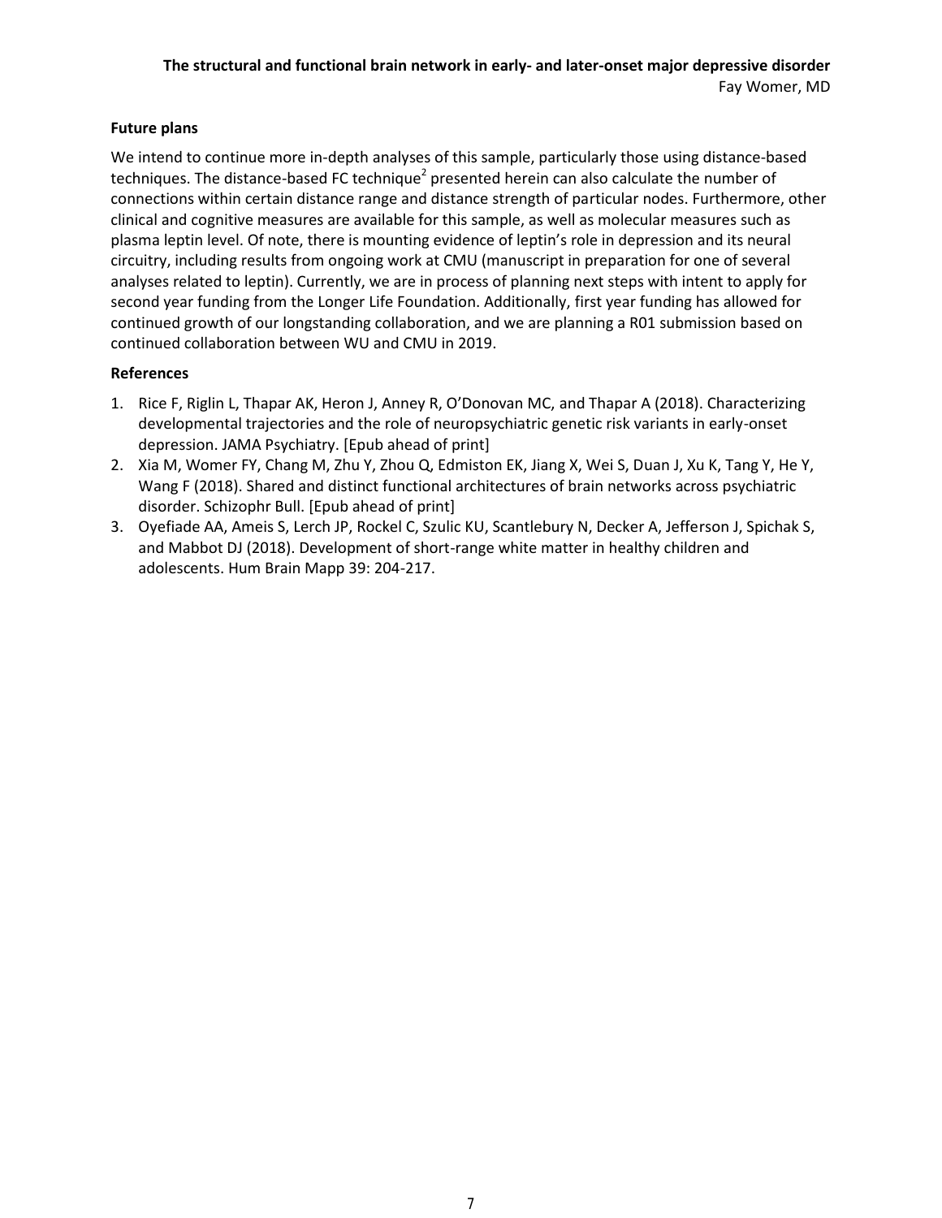## Future plans

We intend to continue more in-depth analyses of this sample, particularly those using distance-based techniques. The distance-based FC technique[2] presented herein can also calculate the number of connections within certain distance range and distance strength of particular nodes. Furthermore, other clinical and cognitive measures are available for this sample, as well as molecular measures such as plasma leptin level. Of note, there is mounting evidence of leptin's role in depression and its neural circuitry, including results from ongoing work at CMU (manuscript in preparation for one of several analyses related to leptin). Currently, we are in process of planning next steps with intent to apply for second year funding from the Longer Life Foundation. Additionally, first year funding has allowed for continued growth of our longstanding collaboration, and we are planning a R01 submission based on continued collaboration between WU and CMU in 2019.

## References

1. Rice F, Riglin L, Thapar AK, Heron J, Anney R, O'Donovan MC, and Thapar A (2018). Characterizing developmental trajectories and the role of neuropsychiatric genetic risk variants in early-onset depression. JAMA Psychiatry. [Epub ahead of print]
2. Xia M, Womer FY, Chang M, Zhu Y, Zhou Q, Edmiston EK, Jiang X, Wei S, Duan J, Xu K, Tang Y, He Y, Wang F (2018). Shared and distinct functional architectures of brain networks across psychiatric disorder. Schizophr Bull. [Epub ahead of print]
3. Oyefiade AA, Ameis S, Lerch JP, Rockel C, Szulic KU, Scantlebury N, Decker A, Jefferson J, Spichak S, and Mabbot DJ (2018). Development of short-range white matter in healthy children and adolescents. Hum Brain Mapp 39: 204-217.